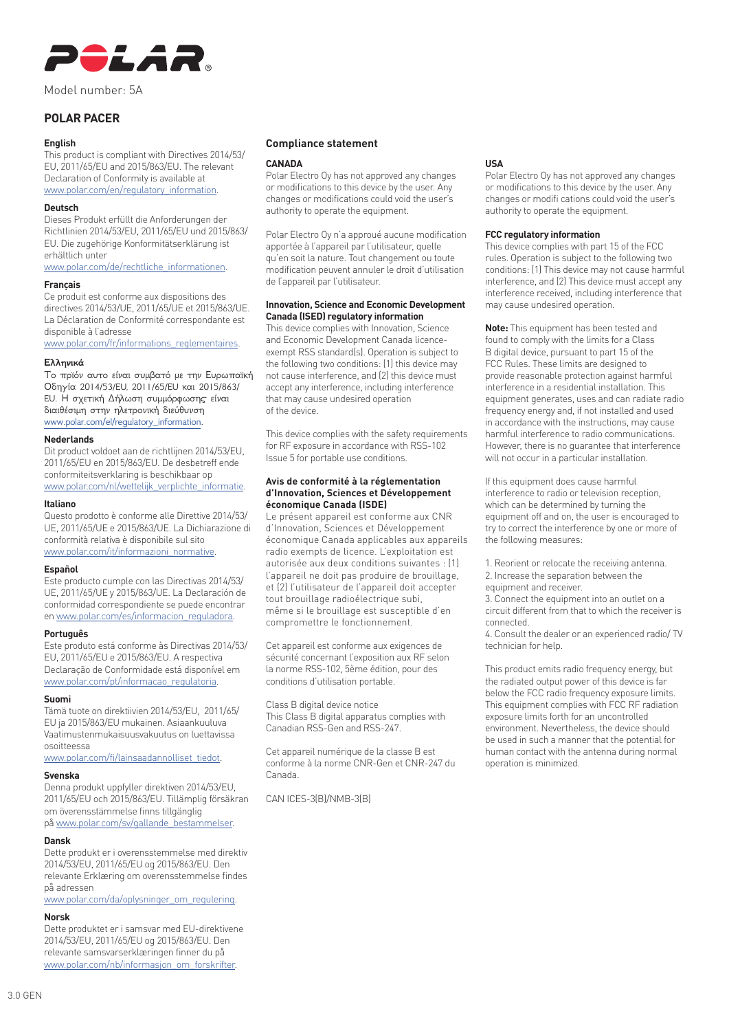POLAR

Model number: 5A

## POLAR PACER

### English

This product is compliant with Directives 2014/53/EU, 2011/65/EU and 2015/863/EU. The relevant Declaration of Conformity is available at www.polar.com/en/regulatory_information.

### Deutsch

Dieses Produkt erfüllt die Anforderungen der Richtlinien 2014/53/EU, 2011/65/EU und 2015/863/EU. Die zugehörige Konformitätserklärung ist erhältlich unter www.polar.com/de/rechtliche_informationen.

### Français

Ce produit est conforme aux dispositions des directives 2014/53/UE, 2011/65/UE et 2015/863/UE. La Déclaration de Conformité correspondante est disponible à l'adresse www.polar.com/fr/informations_reglementaires.

### Ελληνικά

Το πρϊόν αυτο είναι συμβατό με την Ευρωπαϊκή Οδηγία 2014/53/EU, 2011/65/EU και 2015/863/EU. Η σχετική Δήλωση συμμόρφωσης είναι διαιθέσιμη στην ηλετρονική διεύθυνση www.polar.com/el/regulatory_information.

### Nederlands

Dit product voldoet aan de richtlijnen 2014/53/EU, 2011/65/EU en 2015/863/EU. De desbetreff ende conformiteitsverklaring is beschikbaar op www.polar.com/nl/wettelijk_verplichte_informatie.

### Italiano

Questo prodotto è conforme alle Direttive 2014/53/UE, 2011/65/UE e 2015/863/UE. La Dichiarazione di conformità relativa è disponibile sul sito www.polar.com/it/informazioni_normative.

### Español

Este producto cumple con las Directivas 2014/53/UE, 2011/65/UE y 2015/863/UE. La Declaración de conformidad correspondiente se puede encontrar en www.polar.com/es/informacion_reguladora.

### Português

Este produto está conforme às Directivas 2014/53/EU, 2011/65/EU e 2015/863/EU. A respectiva Declaração de Conformidade está disponível em www.polar.com/pt/informacao_regulatoria.

### Suomi

Tämä tuote on direktiivien 2014/53/EU, 2011/65/EU ja 2015/863/EU mukainen. Asiaankuuluva Vaatimustenmukaisuusvakuutus on luettavissa osoitteessa www.polar.com/fi/lainsaadannolliset_tiedot.

### Svenska

Denna produkt uppfyller direktiven 2014/53/EU, 2011/65/EU och 2015/863/EU. Tillämplig försäkran om överensstämmelse finns tillgänglig på www.polar.com/sv/gallande_bestammelser.

### Dansk

Dette produkt er i overensstemmelse med direktiv 2014/53/EU, 2011/65/EU og 2015/863/EU. Den relevante Erklæring om overensstemmelse findes på adressen www.polar.com/da/oplysninger_om_regulering.

### Norsk

Dette produktet er i samsvar med EU-direktivene 2014/53/EU, 2011/65/EU og 2015/863/EU. Den relevante samsvarserklæringen finner du på www.polar.com/nb/informasjon_om_forskrifter.

## Compliance statement

### CANADA

Polar Electro Oy has not approved any changes or modifications to this device by the user. Any changes or modifications could void the user's authority to operate the equipment.

Polar Electro Oy n'a approué aucune modification apportée à l'appareil par l'utilisateur, quelle qu'en soit la nature. Tout changement ou toute modification peuvent annuler le droit d'utilisation de l'appareil par l'utilisateur.

#### Innovation, Science and Economic Development Canada (ISED) regulatory information

This device complies with Innovation, Science and Economic Development Canada licence-exempt RSS standard(s). Operation is subject to the following two conditions: (1) this device may not cause interference, and (2) this device must accept any interference, including interference that may cause undesired operation of the device.

This device complies with the safety requirements for RF exposure in accordance with RSS-102 Issue 5 for portable use conditions.

#### Avis de conformité à la réglementation d'Innovation, Sciences et Développement économique Canada (ISDE)

Le présent appareil est conforme aux CNR d'Innovation, Sciences et Développement économique Canada applicables aux appareils radio exempts de licence. L'exploitation est autorisée aux deux conditions suivantes : (1) l'appareil ne doit pas produire de brouillage, et (2) l'utilisateur de l'appareil doit accepter tout brouillage radioélectrique subi, même si le brouillage est susceptible d'en compromettre le fonctionnement.

Cet appareil est conforme aux exigences de sécurité concernant l'exposition aux RF selon la norme RSS-102, 5ème édition, pour des conditions d'utilisation portable.

Class B digital device notice
This Class B digital apparatus complies with Canadian RSS-Gen and RSS-247.

Cet appareil numérique de la classe B est conforme à la norme CNR-Gen et CNR-247 du Canada.

CAN ICES-3(B)/NMB-3(B)

### USA

Polar Electro Oy has not approved any changes or modifications to this device by the user. Any changes or modifi cations could void the user's authority to operate the equipment.

#### FCC regulatory information

This device complies with part 15 of the FCC rules. Operation is subject to the following two conditions: (1) This device may not cause harmful interference, and (2) This device must accept any interference received, including interference that may cause undesired operation.

**Note:** This equipment has been tested and found to comply with the limits for a Class B digital device, pursuant to part 15 of the FCC Rules. These limits are designed to provide reasonable protection against harmful interference in a residential installation. This equipment generates, uses and can radiate radio frequency energy and, if not installed and used in accordance with the instructions, may cause harmful interference to radio communications. However, there is no guarantee that interference will not occur in a particular installation.

If this equipment does cause harmful interference to radio or television reception, which can be determined by turning the equipment off and on, the user is encouraged to try to correct the interference by one or more of the following measures:

1. Reorient or relocate the receiving antenna.
2. Increase the separation between the equipment and receiver.
3. Connect the equipment into an outlet on a circuit different from that to which the receiver is connected.
4. Consult the dealer or an experienced radio/ TV technician for help.

This product emits radio frequency energy, but the radiated output power of this device is far below the FCC radio frequency exposure limits. This equipment complies with FCC RF radiation exposure limits forth for an uncontrolled environment. Nevertheless, the device should be used in such a manner that the potential for human contact with the antenna during normal operation is minimized.

3.0 GEN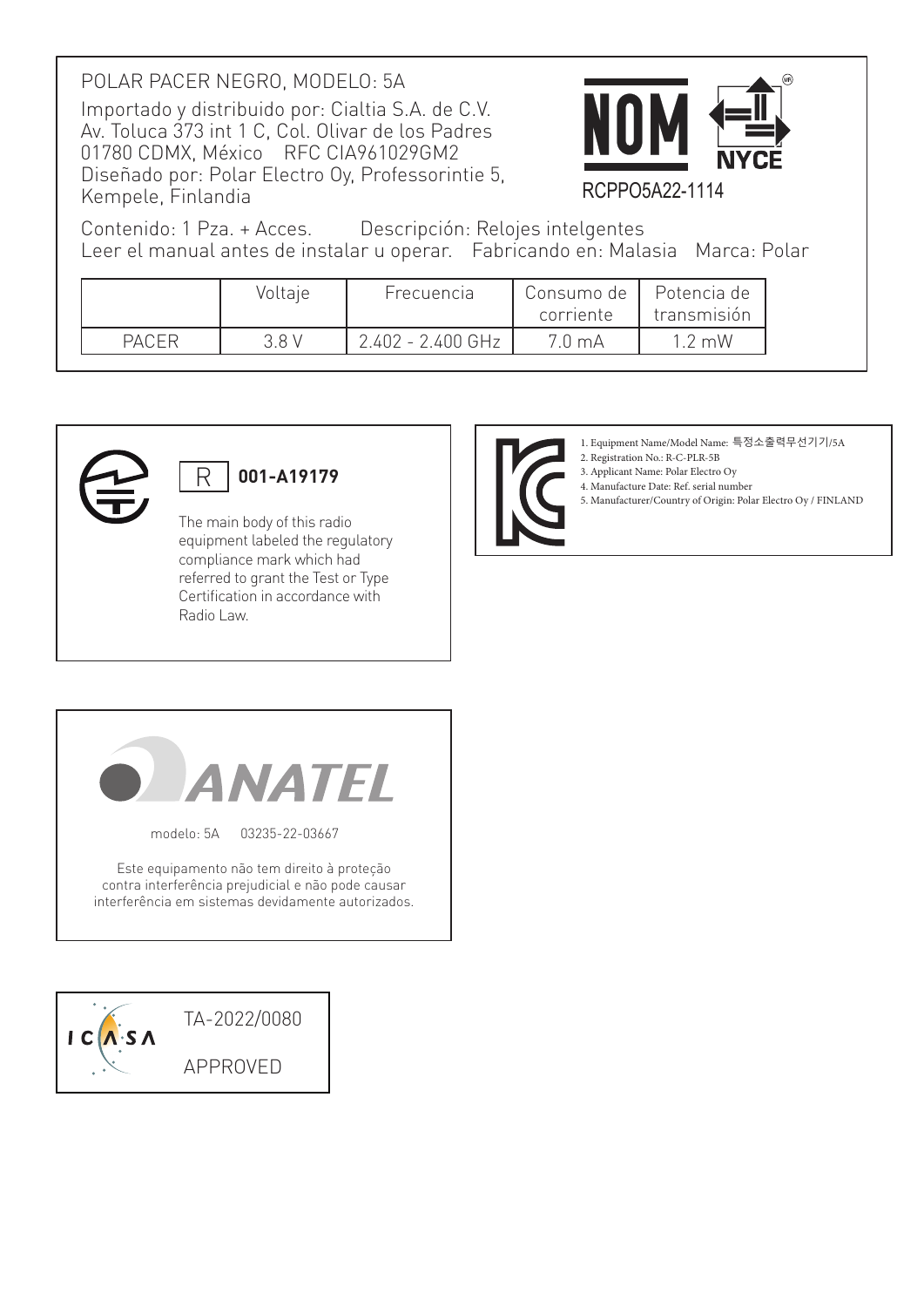POLAR PACER NEGRO, MODELO: 5A

Importado y distribuido por: Cialtia S.A. de C.V.
Av. Toluca 373 int 1 C, Col. Olivar de los Padres
01780 CDMX, México RFC CIA961029GM2
Diseñado por: Polar Electro Oy, Professorintie 5,
Kempele, Finlandia

NOM NYCE
RCPPO5A22-1114

Contenido: 1 Pza. + Acces. Descripción: Relojes intelgentes
Leer el manual antes de instalar u operar. Fabricando en: Malasia Marca: Polar

| | Voltaje | Frecuencia | Consumo de corriente | Potencia de transmisión |
|---|---|---|---|---|
| PACER | 3.8 V | 2.402 - 2.400 GHz | 7.0 mA | 1.2 mW |

R **001-A19179**

The main body of this radio equipment labeled the regulatory compliance mark which had referred to grant the Test or Type Certification in accordance with Radio Law.

1. Equipment Name/Model Name: 특정소출력무선기기/5A
2. Registration No.: R-C-PLR-5B
3. Applicant Name: Polar Electro Oy
4. Manufacture Date: Ref. serial number
5. Manufacturer/Country of Origin: Polar Electro Oy / FINLAND

ANATEL

modelo: 5A 03235-22-03667

Este equipamento não tem direito à proteção contra interferência prejudicial e não pode causar interferência em sistemas devidamente autorizados.

ICASA

TA-2022/0080

APPROVED